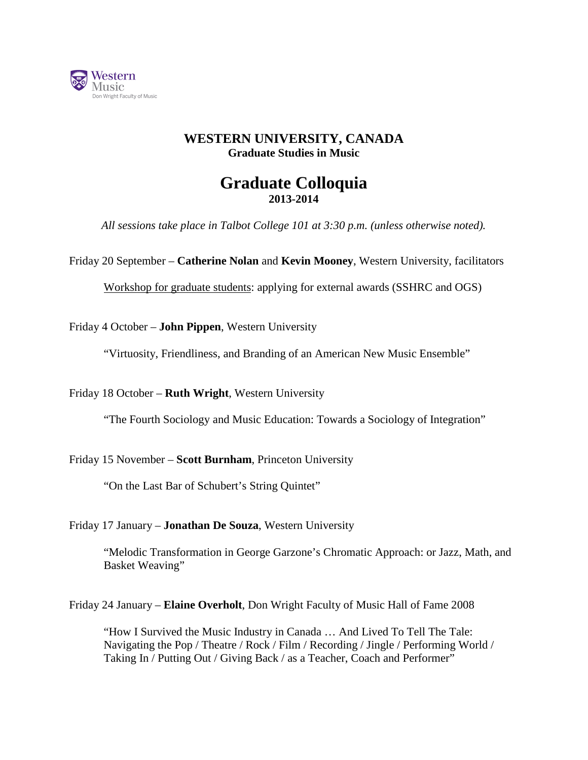Western
Music
Don Wright Faculty of Music

# WESTERN UNIVERSITY, CANADA

## Graduate Studies in Music

# Graduate Colloquia

## 2013-2014

*All sessions take place in Talbot College 101 at 3:30 p.m. (unless otherwise noted).*

Friday 20 September – **Catherine Nolan** and **Kevin Mooney**, Western University, facilitators

Workshop for graduate students: applying for external awards (SSHRC and OGS)

Friday 4 October – **John Pippen**, Western University

"Virtuosity, Friendliness, and Branding of an American New Music Ensemble"

Friday 18 October – **Ruth Wright**, Western University

"The Fourth Sociology and Music Education: Towards a Sociology of Integration"

Friday 15 November – **Scott Burnham**, Princeton University

"On the Last Bar of Schubert's String Quintet"

Friday 17 January – **Jonathan De Souza**, Western University

"Melodic Transformation in George Garzone's Chromatic Approach: or Jazz, Math, and Basket Weaving"

Friday 24 January – **Elaine Overholt**, Don Wright Faculty of Music Hall of Fame 2008

"How I Survived the Music Industry in Canada … And Lived To Tell The Tale: Navigating the Pop / Theatre / Rock / Film / Recording / Jingle / Performing World / Taking In / Putting Out / Giving Back / as a Teacher, Coach and Performer"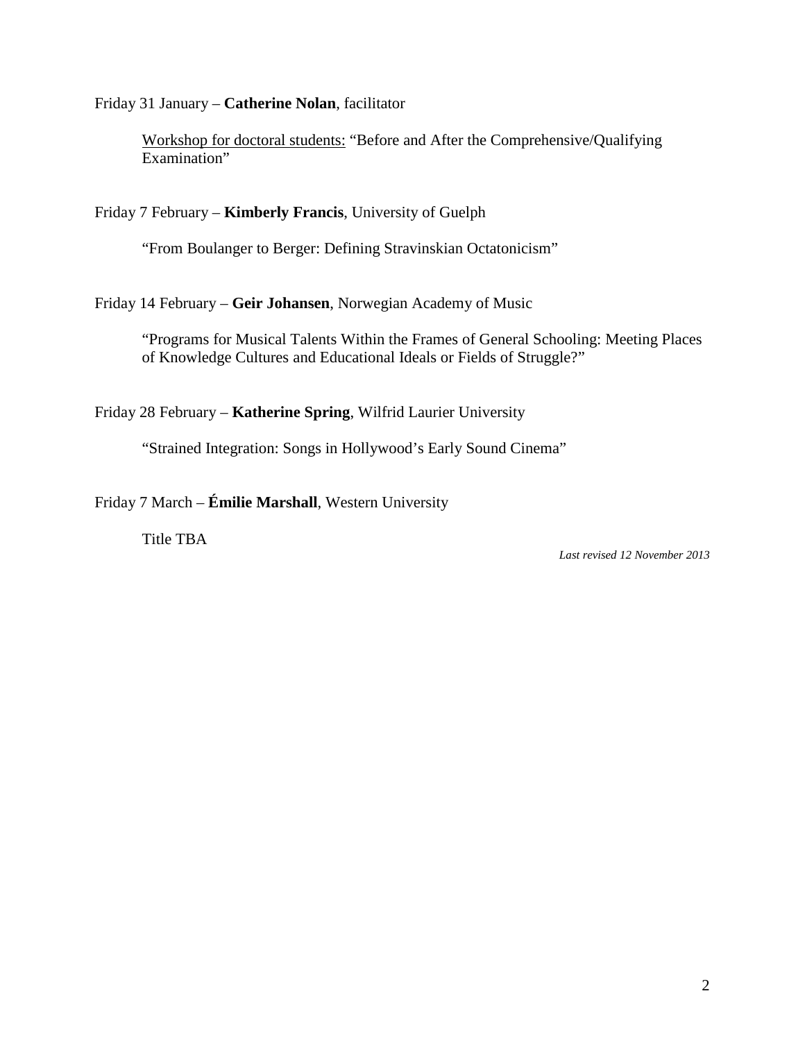Friday 31 January – **Catherine Nolan**, facilitator

Workshop for doctoral students: "Before and After the Comprehensive/Qualifying Examination"

Friday 7 February – **Kimberly Francis**, University of Guelph

"From Boulanger to Berger: Defining Stravinskian Octatonicism"

Friday 14 February – **Geir Johansen**, Norwegian Academy of Music

"Programs for Musical Talents Within the Frames of General Schooling: Meeting Places of Knowledge Cultures and Educational Ideals or Fields of Struggle?"

Friday 28 February – **Katherine Spring**, Wilfrid Laurier University

"Strained Integration: Songs in Hollywood's Early Sound Cinema"

Friday 7 March – **Émilie Marshall**, Western University

Title TBA

*Last revised 12 November 2013*